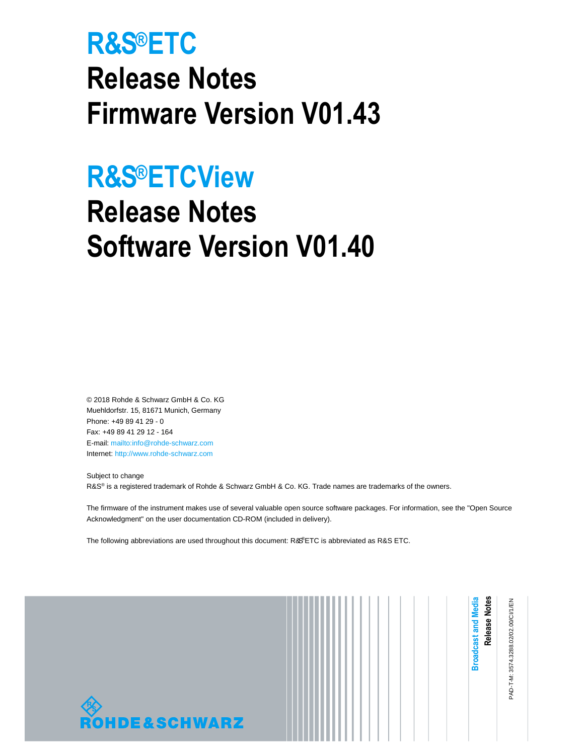# R&S®ETC

# Release Notes

# Firmware Version V01.43

# R&S®ETCView

# Release Notes

# Software Version V01.40

© 2018 Rohde & Schwarz GmbH & Co. KG
Muehldorfstr. 15, 81671 Munich, Germany
Phone: +49 89 41 29 - 0
Fax: +49 89 41 29 12 - 164
E-mail: mailto:info@rohde-schwarz.com
Internet: http://www.rohde-schwarz.com

Subject to change
R&S® is a registered trademark of Rohde & Schwarz GmbH & Co. KG. Trade names are trademarks of the owners.

The firmware of the instrument makes use of several valuable open source software packages. For information, see the "Open Source Acknowledgment" on the user documentation CD-ROM (included in delivery).

The following abbreviations are used throughout this document: R&S®ETC is abbreviated as R&S ETC.

Broadcast and Media
Release Notes

PAD-T-M: 3574.3288.02/02.00/CI/1/EN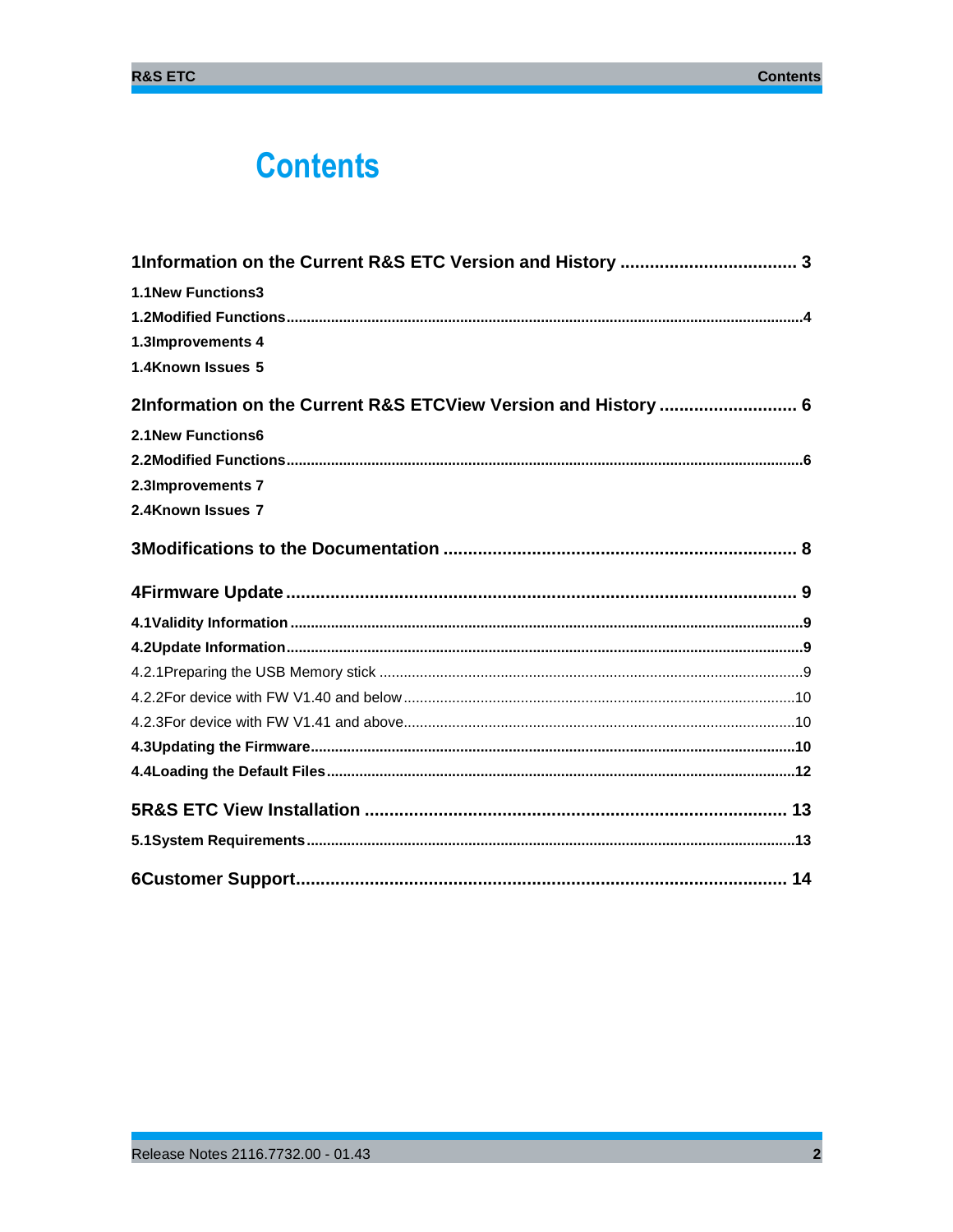# Contents

**1 Information on the Current R&S ETC Version and History .................................... 3**

**1.1 New Functions 3**

**1.2 Modified Functions.............................................................................................................4**

**1.3 Improvements 4**

**1.4 Known Issues 5**

**2 Information on the Current R&S ETCView Version and History ........................... 6**

**2.1 New Functions 6**

**2.2 Modified Functions.............................................................................................................6**

**2.3 Improvements 7**

**2.4 Known Issues 7**

**3 Modifications to the Documentation ....................................................................... 8**

**4 Firmware Update ........................................................................................................ 9**

**4.1 Validity Information ............................................................................................................9**

**4.2 Update Information.............................................................................................................9**

4.2.1 Preparing the USB Memory stick .......................................................................................9

4.2.2 For device with FW V1.40 and below................................................................................10

4.2.3 For device with FW V1.41 and above................................................................................10

**4.3 Updating the Firmware......................................................................................................10**

**4.4 Loading the Default Files..................................................................................................12**

**5 R&S ETC View Installation ...................................................................................... 13**

**5.1 System Requirements.......................................................................................................13**

**6 Customer Support.................................................................................................... 14**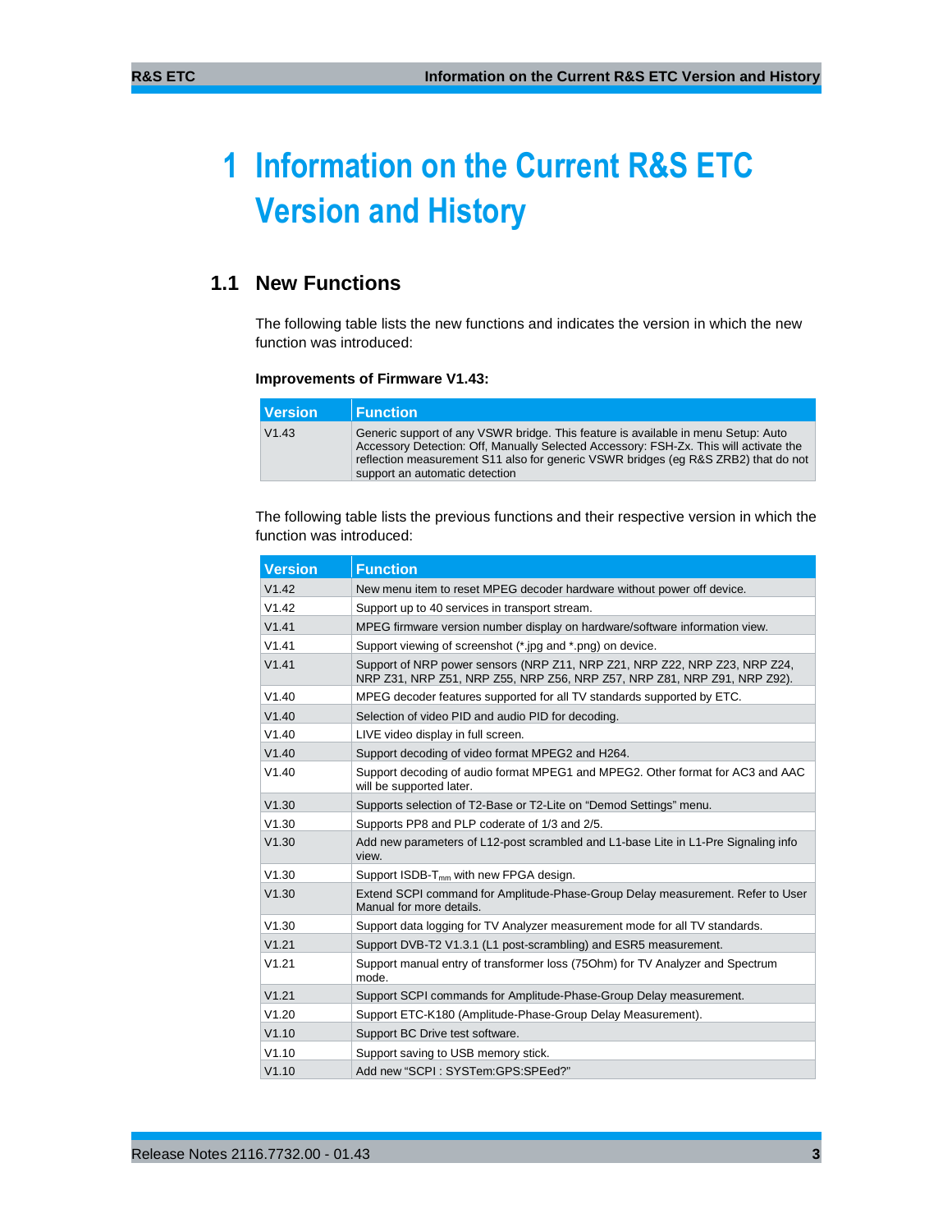# 1 Information on the Current R&S ETC Version and History

## 1.1 New Functions

The following table lists the new functions and indicates the version in which the new function was introduced:

**Improvements of Firmware V1.43:**

| Version | Function |
|---|---|
| V1.43 | Generic support of any VSWR bridge. This feature is available in menu Setup: Auto Accessory Detection: Off, Manually Selected Accessory: FSH-Zx. This will activate the reflection measurement S11 also for generic VSWR bridges (eg R&S ZRB2) that do not support an automatic detection |

The following table lists the previous functions and their respective version in which the function was introduced:

| Version | Function |
|---|---|
| V1.42 | New menu item to reset MPEG decoder hardware without power off device. |
| V1.42 | Support up to 40 services in transport stream. |
| V1.41 | MPEG firmware version number display on hardware/software information view. |
| V1.41 | Support viewing of screenshot (*.jpg and *.png) on device. |
| V1.41 | Support of NRP power sensors (NRP Z11, NRP Z21, NRP Z22, NRP Z23, NRP Z24, NRP Z31, NRP Z51, NRP Z55, NRP Z56, NRP Z57, NRP Z81, NRP Z91, NRP Z92). |
| V1.40 | MPEG decoder features supported for all TV standards supported by ETC. |
| V1.40 | Selection of video PID and audio PID for decoding. |
| V1.40 | LIVE video display in full screen. |
| V1.40 | Support decoding of video format MPEG2 and H264. |
| V1.40 | Support decoding of audio format MPEG1 and MPEG2. Other format for AC3 and AAC will be supported later. |
| V1.30 | Supports selection of T2-Base or T2-Lite on “Demod Settings” menu. |
| V1.30 | Supports PP8 and PLP coderate of 1/3 and 2/5. |
| V1.30 | Add new parameters of L12-post scrambled and L1-base Lite in L1-Pre Signaling info view. |
| V1.30 | Support ISDB-$T_{mm}$ with new FPGA design. |
| V1.30 | Extend SCPI command for Amplitude-Phase-Group Delay measurement. Refer to User Manual for more details. |
| V1.30 | Support data logging for TV Analyzer measurement mode for all TV standards. |
| V1.21 | Support DVB-T2 V1.3.1 (L1 post-scrambling) and ESR5 measurement. |
| V1.21 | Support manual entry of transformer loss (75Ohm) for TV Analyzer and Spectrum mode. |
| V1.21 | Support SCPI commands for Amplitude-Phase-Group Delay measurement. |
| V1.20 | Support ETC-K180 (Amplitude-Phase-Group Delay Measurement). |
| V1.10 | Support BC Drive test software. |
| V1.10 | Support saving to USB memory stick. |
| V1.10 | Add new “SCPI : SYSTem:GPS:SPEed?” |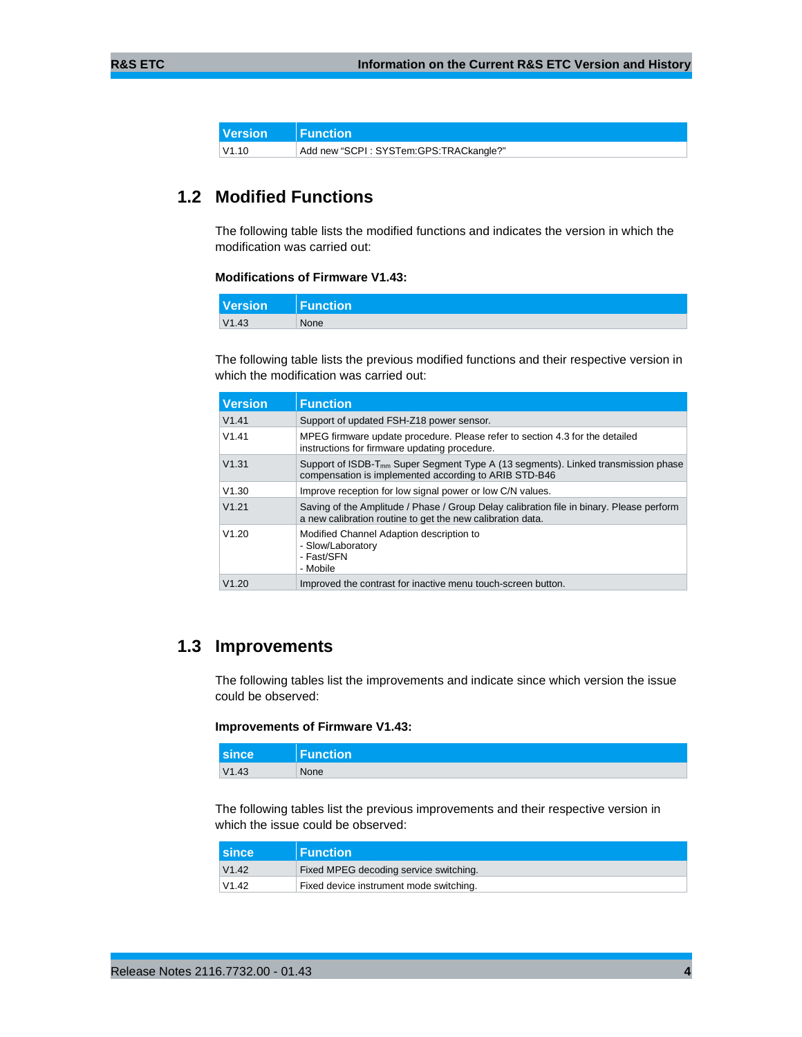| Version | Function |
| --- | --- |
| V1.10 | Add new “SCPI : SYSTem:GPS:TRACkangle?” |

## 1.2 Modified Functions

The following table lists the modified functions and indicates the version in which the modification was carried out:

**Modifications of Firmware V1.43:**

| Version | Function |
| --- | --- |
| V1.43 | None |

The following table lists the previous modified functions and their respective version in which the modification was carried out:

| Version | Function |
| --- | --- |
| V1.41 | Support of updated FSH-Z18 power sensor. |
| V1.41 | MPEG firmware update procedure. Please refer to section 4.3 for the detailed instructions for firmware updating procedure. |
| V1.31 | Support of ISDB-$T_{mm}$ Super Segment Type A (13 segments). Linked transmission phase compensation is implemented according to ARIB STD-B46 |
| V1.30 | Improve reception for low signal power or low C/N values. |
| V1.21 | Saving of the Amplitude / Phase / Group Delay calibration file in binary. Please perform a new calibration routine to get the new calibration data. |
| V1.20 | Modified Channel Adaption description to<br>- Slow/Laboratory<br>- Fast/SFN<br>- Mobile |
| V1.20 | Improved the contrast for inactive menu touch-screen button. |

## 1.3 Improvements

The following tables list the improvements and indicate since which version the issue could be observed:

**Improvements of Firmware V1.43:**

| since | Function |
| --- | --- |
| V1.43 | None |

The following tables list the previous improvements and their respective version in which the issue could be observed:

| since | Function |
| --- | --- |
| V1.42 | Fixed MPEG decoding service switching. |
| V1.42 | Fixed device instrument mode switching. |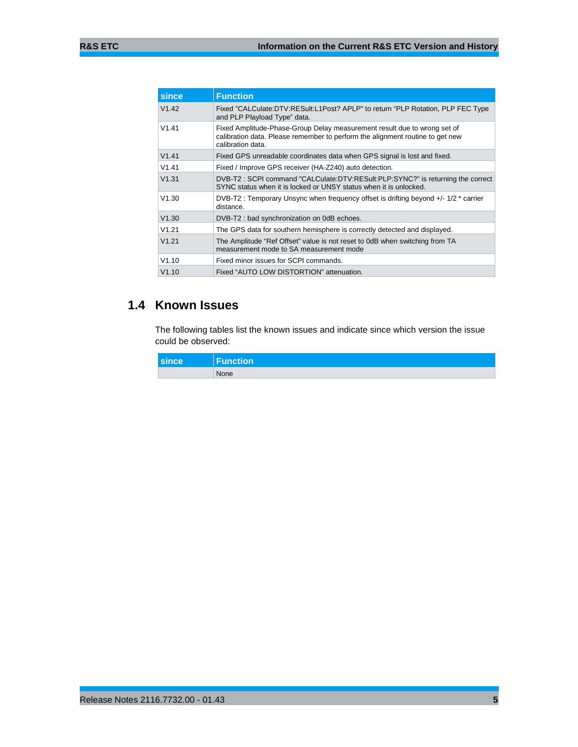| since | Function |
|---|---|
| V1.42 | Fixed "CALCulate:DTV:RESult:L1Post? APLP" to return "PLP Rotation, PLP FEC Type and PLP Playload Type" data. |
| V1.41 | Fixed Amplitude-Phase-Group Delay measurement result due to wrong set of calibration data. Please remember to perform the alignment routine to get new calibration data. |
| V1.41 | Fixed GPS unreadable coordinates data when GPS signal is lost and fixed. |
| V1.41 | Fixed / Improve GPS receiver (HA-Z240) auto detection. |
| V1.31 | DVB-T2 : SCPI command "CALCulate:DTV:RESult:PLP:SYNC?" is returning the correct SYNC status when it is locked or UNSY status when it is unlocked. |
| V1.30 | DVB-T2 : Temporary Unsync when frequency offset is drifting beyond +/- 1/2 * carrier distance. |
| V1.30 | DVB-T2 : bad synchronization on 0dB echoes. |
| V1.21 | The GPS data for southern hemisphere is correctly detected and displayed. |
| V1.21 | The Amplitude "Ref Offset" value is not reset to 0dB when switching from TA measurement mode to SA measurement mode |
| V1.10 | Fixed minor issues for SCPI commands. |
| V1.10 | Fixed "AUTO LOW DISTORTION" attenuation. |

## 1.4 Known Issues

The following tables list the known issues and indicate since which version the issue could be observed:

| since | Function |
|---|---|
| | None |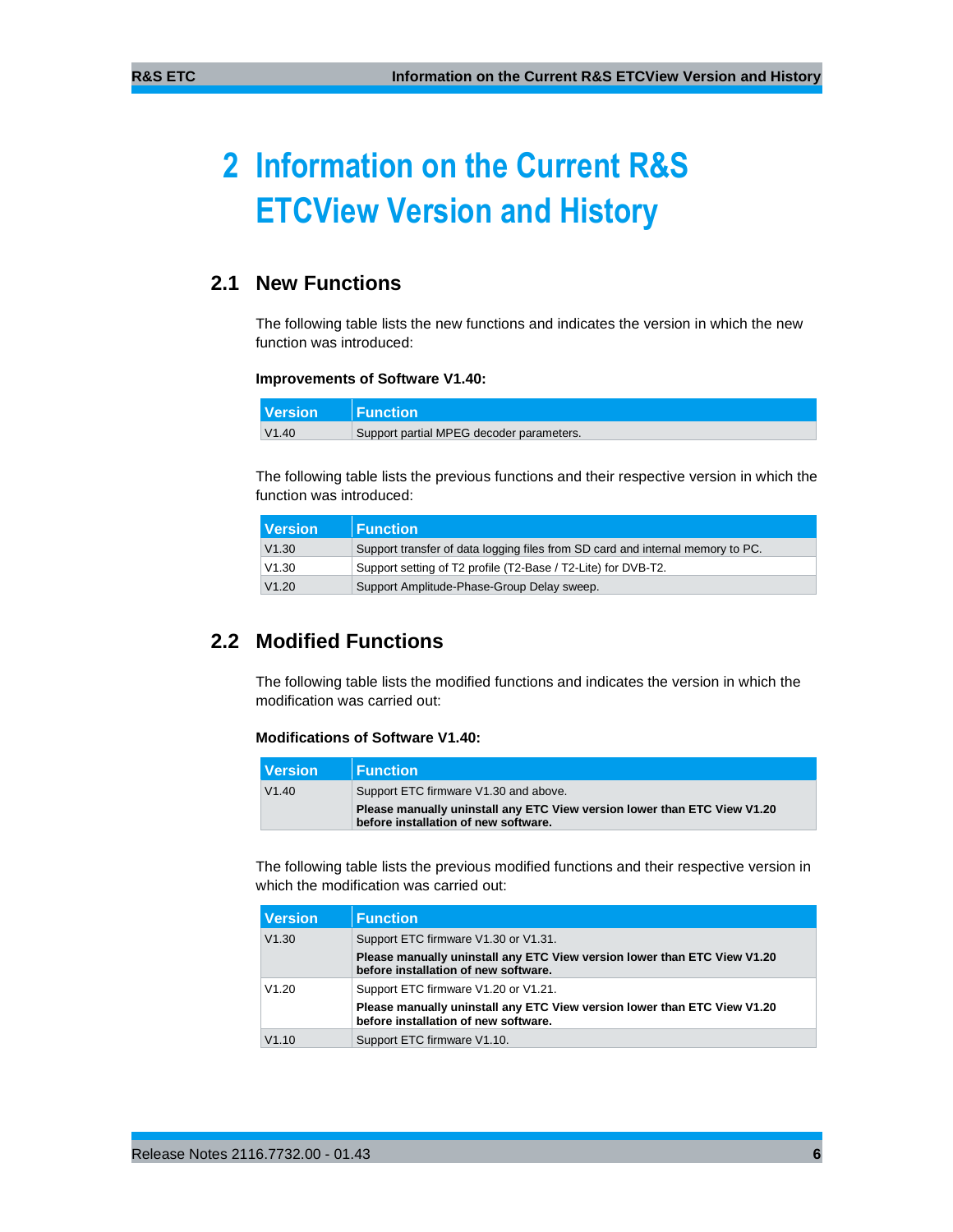# 2 Information on the Current R&S ETCView Version and History

## 2.1 New Functions

The following table lists the new functions and indicates the version in which the new function was introduced:

**Improvements of Software V1.40:**

| Version | Function |
|---|---|
| V1.40 | Support partial MPEG decoder parameters. |

The following table lists the previous functions and their respective version in which the function was introduced:

| Version | Function |
|---|---|
| V1.30 | Support transfer of data logging files from SD card and internal memory to PC. |
| V1.30 | Support setting of T2 profile (T2-Base / T2-Lite) for DVB-T2. |
| V1.20 | Support Amplitude-Phase-Group Delay sweep. |

## 2.2 Modified Functions

The following table lists the modified functions and indicates the version in which the modification was carried out:

**Modifications of Software V1.40:**

| Version | Function |
|---|---|
| V1.40 | Support ETC firmware V1.30 and above.<br>**Please manually uninstall any ETC View version lower than ETC View V1.20 before installation of new software.** |

The following table lists the previous modified functions and their respective version in which the modification was carried out:

| Version | Function |
|---|---|
| V1.30 | Support ETC firmware V1.30 or V1.31.<br>**Please manually uninstall any ETC View version lower than ETC View V1.20 before installation of new software.** |
| V1.20 | Support ETC firmware V1.20 or V1.21.<br>**Please manually uninstall any ETC View version lower than ETC View V1.20 before installation of new software.** |
| V1.10 | Support ETC firmware V1.10. |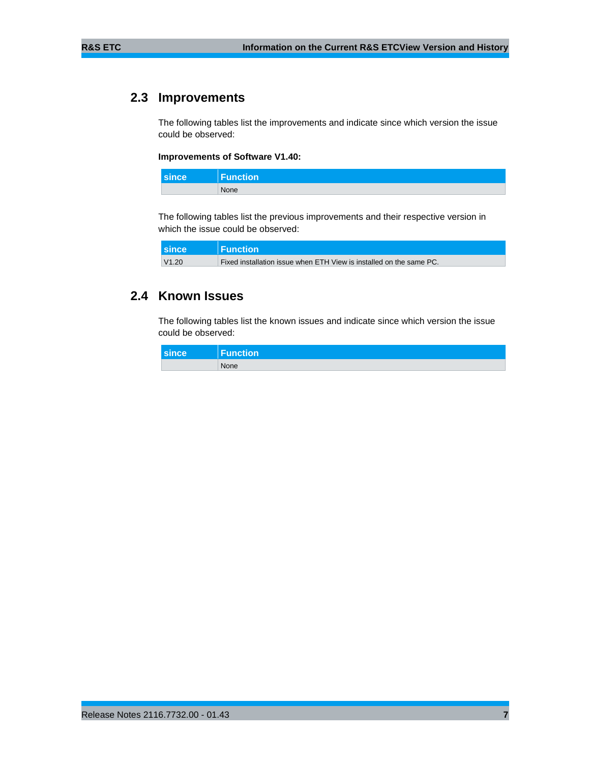## 2.3 Improvements

The following tables list the improvements and indicate since which version the issue could be observed:

**Improvements of Software V1.40:**

| since | Function |
|---|---|
| | None |

The following tables list the previous improvements and their respective version in which the issue could be observed:

| since | Function |
|---|---|
| V1.20 | Fixed installation issue when ETH View is installed on the same PC. |

## 2.4 Known Issues

The following tables list the known issues and indicate since which version the issue could be observed:

| since | Function |
|---|---|
| | None |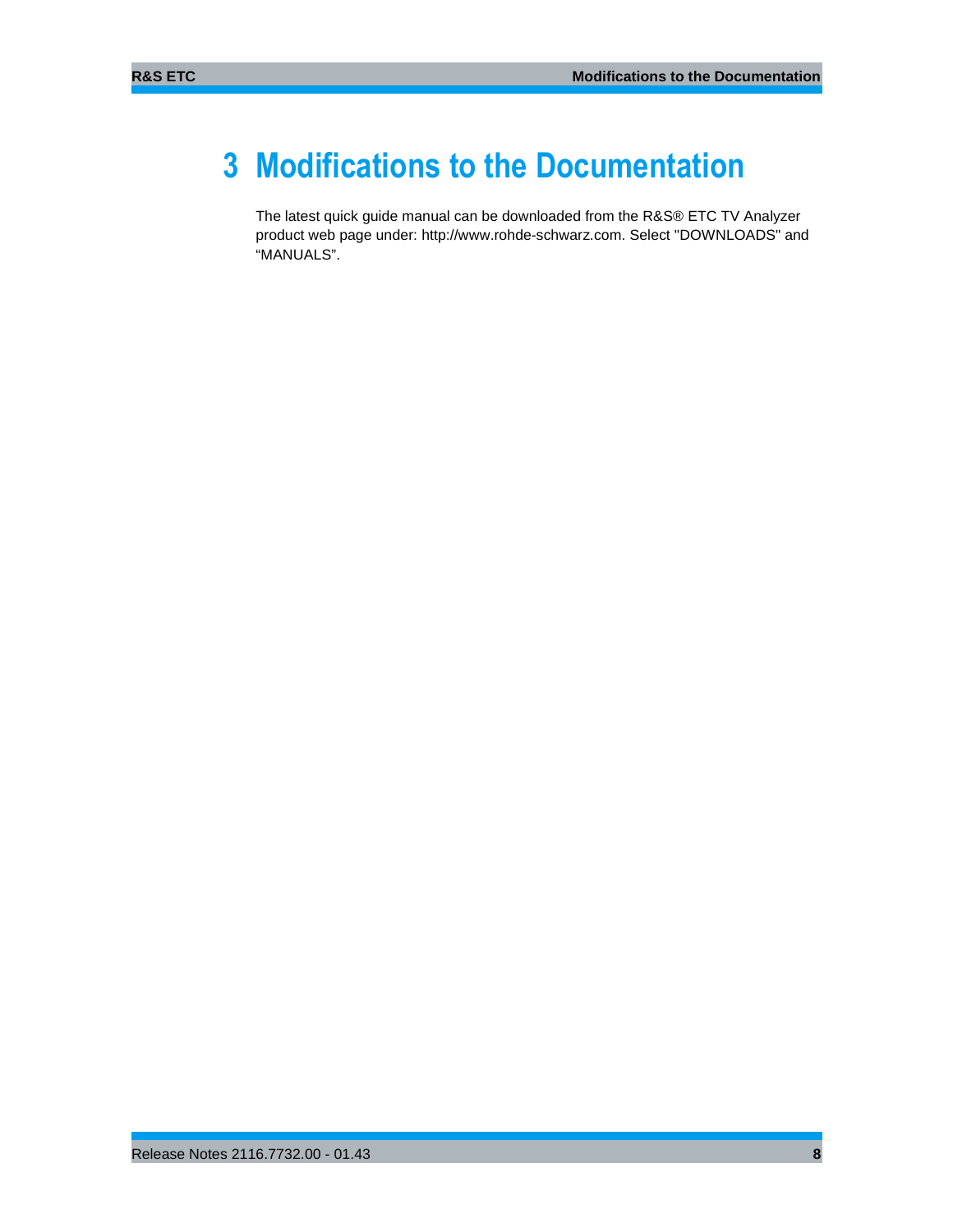# 3 Modifications to the Documentation

The latest quick guide manual can be downloaded from the R&S® ETC TV Analyzer product web page under: http://www.rohde-schwarz.com. Select "DOWNLOADS" and "MANUALS".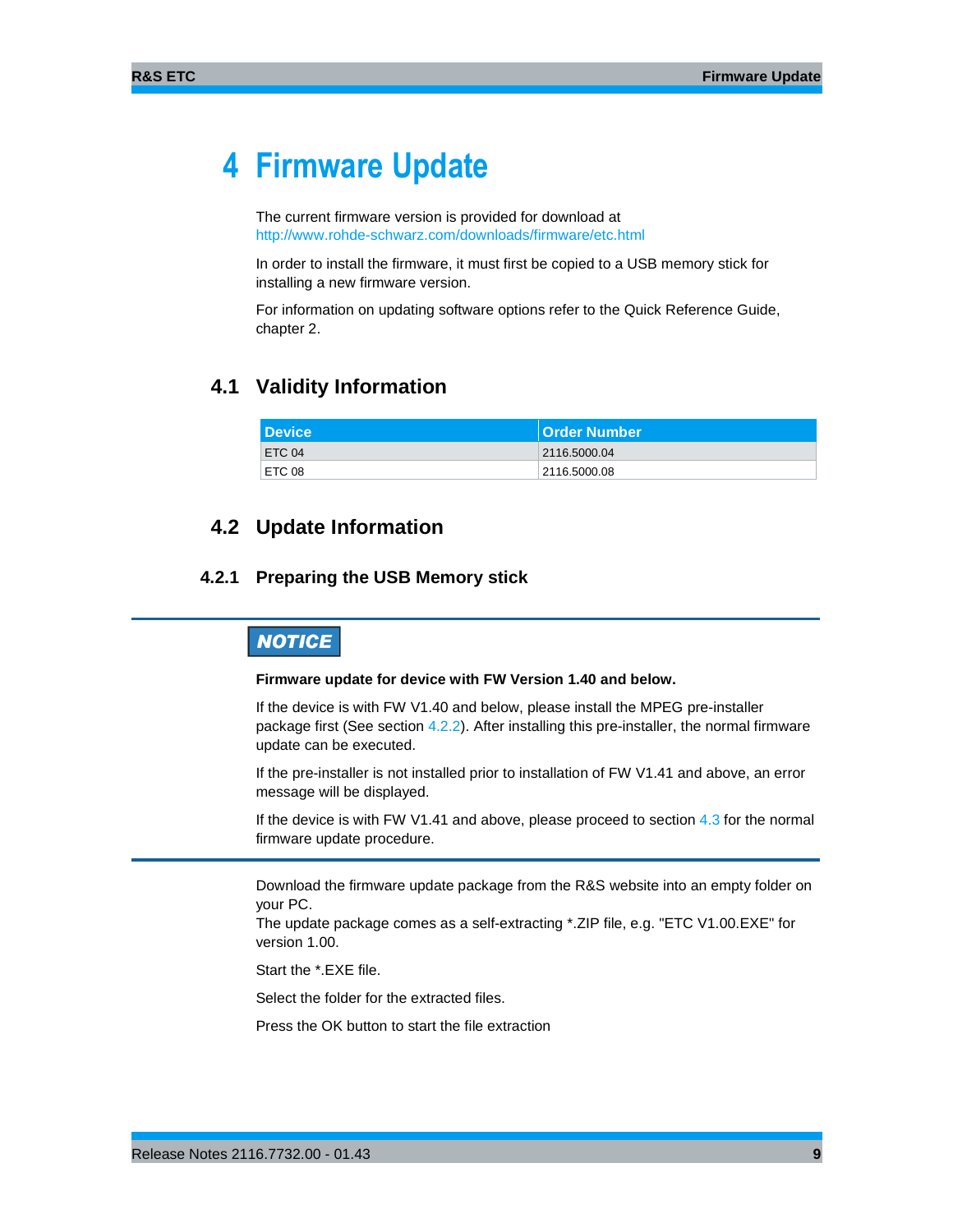# 4 Firmware Update

The current firmware version is provided for download at
http://www.rohde-schwarz.com/downloads/firmware/etc.html

In order to install the firmware, it must first be copied to a USB memory stick for installing a new firmware version.

For information on updating software options refer to the Quick Reference Guide, chapter 2.

## 4.1 Validity Information

| Device | Order Number |
|---|---|
| ETC 04 | 2116.5000.04 |
| ETC 08 | 2116.5000.08 |

## 4.2 Update Information

### 4.2.1 Preparing the USB Memory stick

**NOTICE**

**Firmware update for device with FW Version 1.40 and below.**

If the device is with FW V1.40 and below, please install the MPEG pre-installer package first (See section 4.2.2). After installing this pre-installer, the normal firmware update can be executed.

If the pre-installer is not installed prior to installation of FW V1.41 and above, an error message will be displayed.

If the device is with FW V1.41 and above, please proceed to section 4.3 for the normal firmware update procedure.

Download the firmware update package from the R&S website into an empty folder on your PC.
The update package comes as a self-extracting *.ZIP file, e.g. "ETC V1.00.EXE" for version 1.00.

Start the *.EXE file.

Select the folder for the extracted files.

Press the OK button to start the file extraction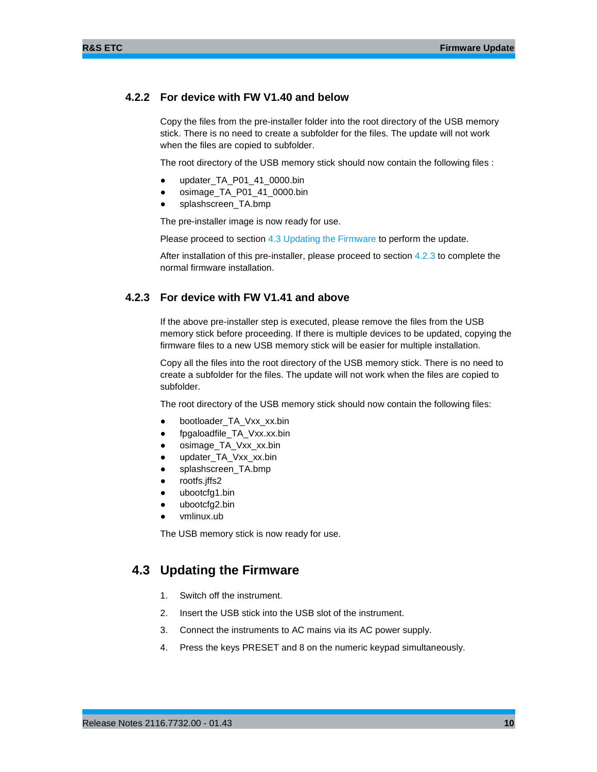### 4.2.2 For device with FW V1.40 and below

Copy the files from the pre-installer folder into the root directory of the USB memory stick. There is no need to create a subfolder for the files. The update will not work when the files are copied to subfolder.

The root directory of the USB memory stick should now contain the following files :

- updater_TA_P01_41_0000.bin
- osimage_TA_P01_41_0000.bin
- splashscreen_TA.bmp

The pre-installer image is now ready for use.

Please proceed to section 4.3 Updating the Firmware to perform the update.

After installation of this pre-installer, please proceed to section 4.2.3 to complete the normal firmware installation.

### 4.2.3 For device with FW V1.41 and above

If the above pre-installer step is executed, please remove the files from the USB memory stick before proceeding. If there is multiple devices to be updated, copying the firmware files to a new USB memory stick will be easier for multiple installation.

Copy all the files into the root directory of the USB memory stick. There is no need to create a subfolder for the files. The update will not work when the files are copied to subfolder.

The root directory of the USB memory stick should now contain the following files:

- bootloader_TA_Vxx_xx.bin
- fpgaloadfile_TA_Vxx.xx.bin
- osimage_TA_Vxx_xx.bin
- updater_TA_Vxx_xx.bin
- splashscreen_TA.bmp
- rootfs.jffs2
- ubootcfg1.bin
- ubootcfg2.bin
- vmlinux.ub

The USB memory stick is now ready for use.

## 4.3 Updating the Firmware

1. Switch off the instrument.
2. Insert the USB stick into the USB slot of the instrument.
3. Connect the instruments to AC mains via its AC power supply.
4. Press the keys PRESET and 8 on the numeric keypad simultaneously.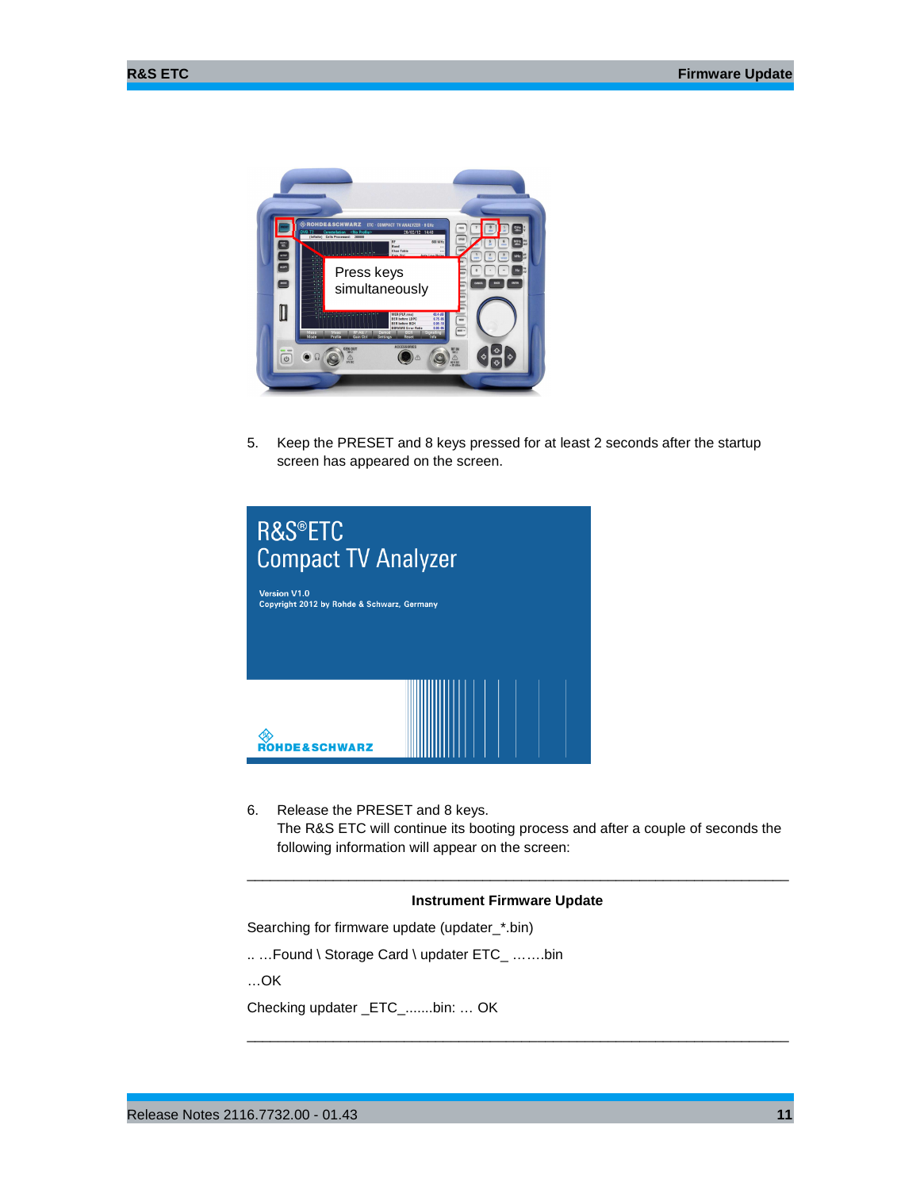5. Keep the PRESET and 8 keys pressed for at least 2 seconds after the startup screen has appeared on the screen.

6. Release the PRESET and 8 keys.
   The R&S ETC will continue its booting process and after a couple of seconds the following information will appear on the screen:

---

**Instrument Firmware Update**

Searching for firmware update (updater_*.bin)

.. …Found \ Storage Card \ updater ETC_ …….bin

…OK

Checking updater _ETC_.......bin: … OK

---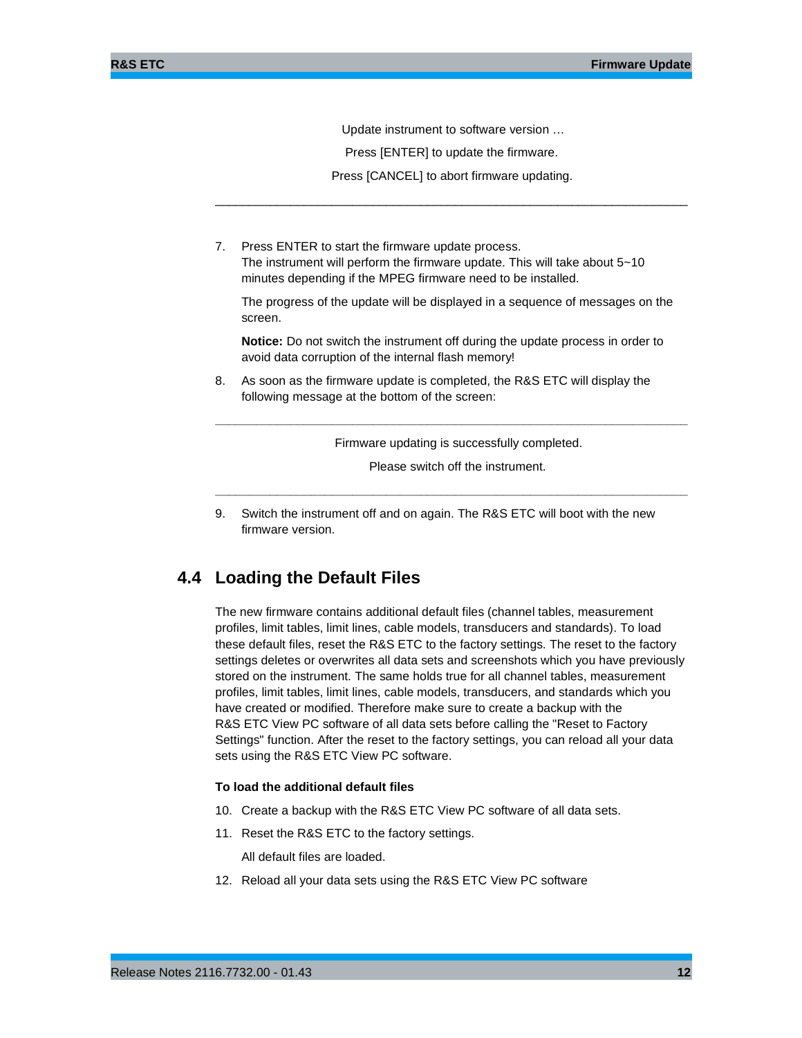Update instrument to software version …

Press [ENTER] to update the firmware.

Press [CANCEL] to abort firmware updating.

---

7. Press ENTER to start the firmware update process.
   The instrument will perform the firmware update. This will take about 5~10 minutes depending if the MPEG firmware need to be installed.

   The progress of the update will be displayed in a sequence of messages on the screen.

   **Notice:** Do not switch the instrument off during the update process in order to avoid data corruption of the internal flash memory!

8. As soon as the firmware update is completed, the R&S ETC will display the following message at the bottom of the screen:

---

Firmware updating is successfully completed.

Please switch off the instrument.

---

9. Switch the instrument off and on again. The R&S ETC will boot with the new firmware version.

## 4.4 Loading the Default Files

The new firmware contains additional default files (channel tables, measurement profiles, limit tables, limit lines, cable models, transducers and standards). To load these default files, reset the R&S ETC to the factory settings. The reset to the factory settings deletes or overwrites all data sets and screenshots which you have previously stored on the instrument. The same holds true for all channel tables, measurement profiles, limit tables, limit lines, cable models, transducers, and standards which you have created or modified. Therefore make sure to create a backup with the R&S ETC View PC software of all data sets before calling the "Reset to Factory Settings" function. After the reset to the factory settings, you can reload all your data sets using the R&S ETC View PC software.

**To load the additional default files**

10. Create a backup with the R&S ETC View PC software of all data sets.
11. Reset the R&S ETC to the factory settings.

    All default files are loaded.

12. Reload all your data sets using the R&S ETC View PC software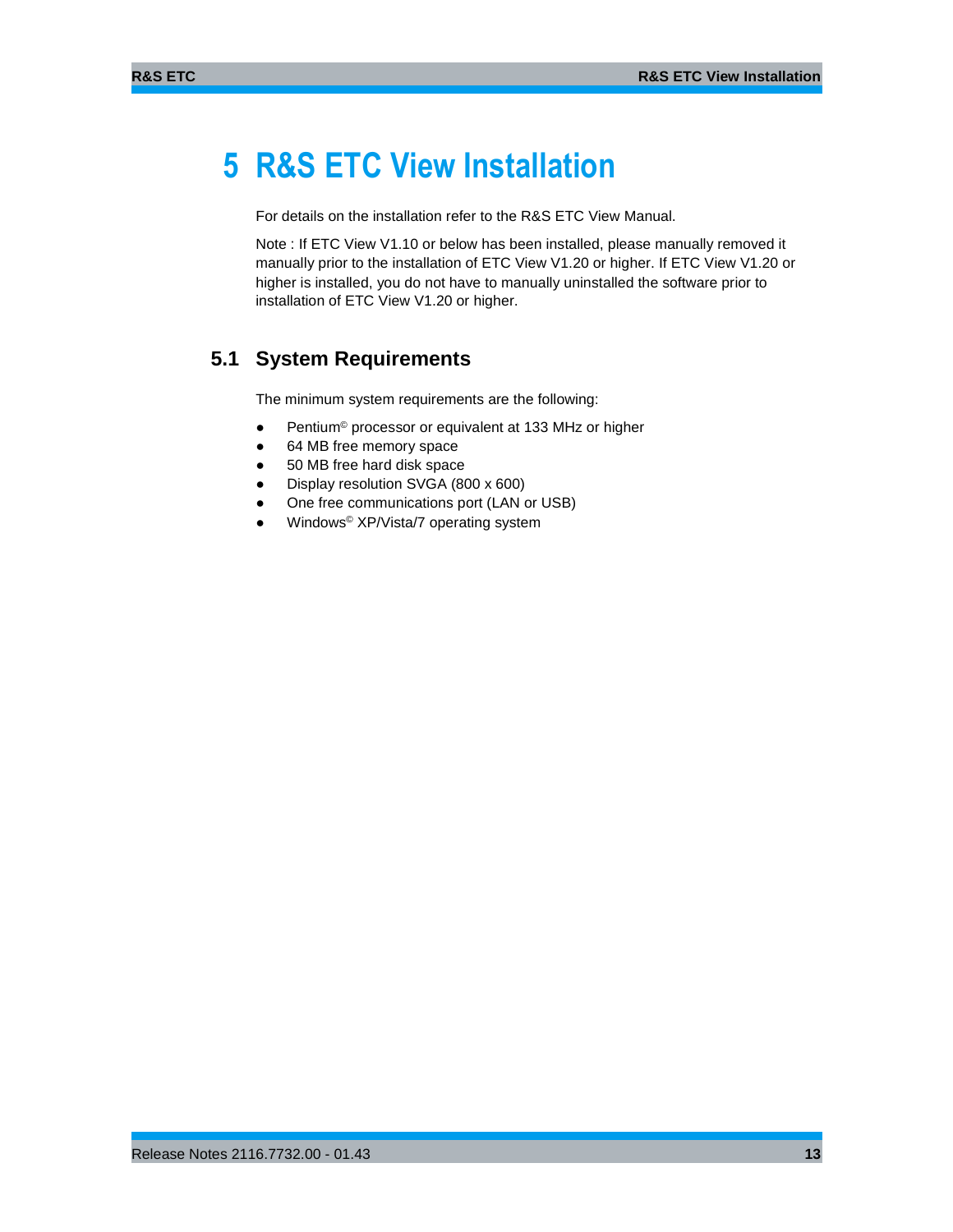# 5 R&S ETC View Installation

For details on the installation refer to the R&S ETC View Manual.

Note : If ETC View V1.10 or below has been installed, please manually removed it manually prior to the installation of ETC View V1.20 or higher. If ETC View V1.20 or higher is installed, you do not have to manually uninstalled the software prior to installation of ETC View V1.20 or higher.

## 5.1 System Requirements

The minimum system requirements are the following:

- Pentium© processor or equivalent at 133 MHz or higher
- 64 MB free memory space
- 50 MB free hard disk space
- Display resolution SVGA (800 x 600)
- One free communications port (LAN or USB)
- Windows© XP/Vista/7 operating system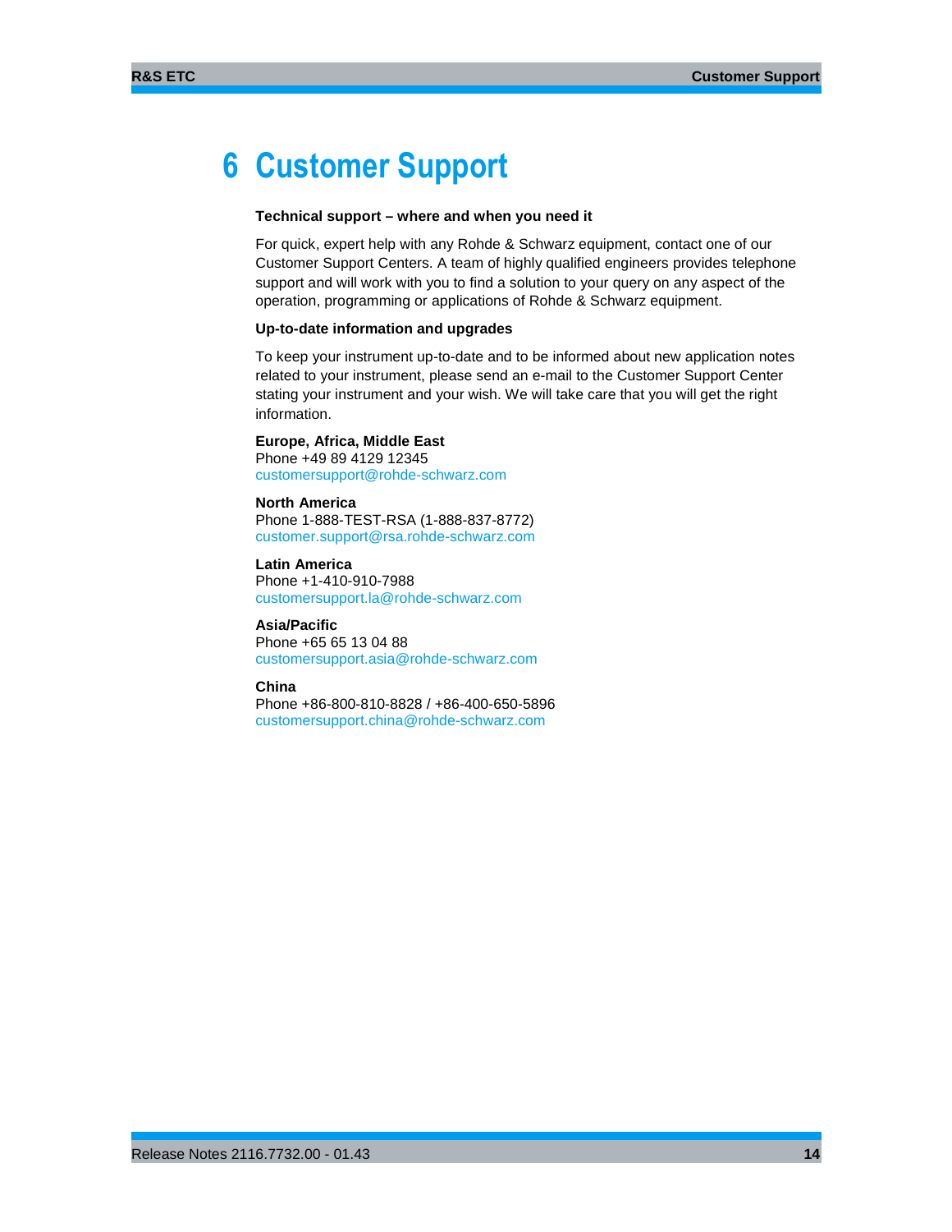# 6 Customer Support

**Technical support – where and when you need it**

For quick, expert help with any Rohde & Schwarz equipment, contact one of our Customer Support Centers. A team of highly qualified engineers provides telephone support and will work with you to find a solution to your query on any aspect of the operation, programming or applications of Rohde & Schwarz equipment.

**Up-to-date information and upgrades**

To keep your instrument up-to-date and to be informed about new application notes related to your instrument, please send an e-mail to the Customer Support Center stating your instrument and your wish. We will take care that you will get the right information.

**Europe, Africa, Middle East**
Phone +49 89 4129 12345
customersupport@rohde-schwarz.com

**North America**
Phone 1-888-TEST-RSA (1-888-837-8772)
customer.support@rsa.rohde-schwarz.com

**Latin America**
Phone +1-410-910-7988
customersupport.la@rohde-schwarz.com

**Asia/Pacific**
Phone +65 65 13 04 88
customersupport.asia@rohde-schwarz.com

**China**
Phone +86-800-810-8828 / +86-400-650-5896
customersupport.china@rohde-schwarz.com